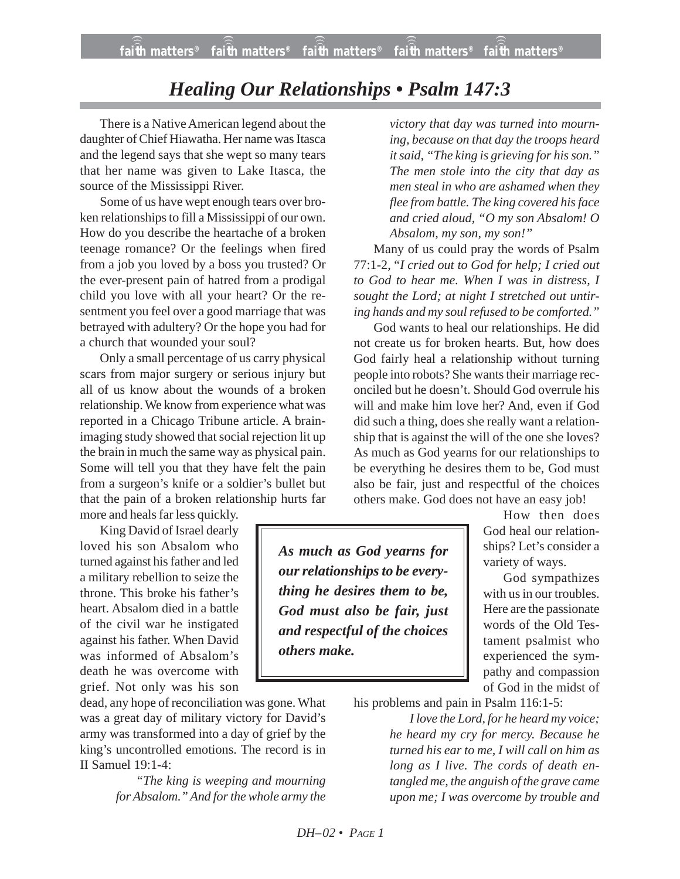# Healing Our Relationships • Psalm 147:3

There is a Native American legend about the daughter of Chief Hiawatha. Her name was Itasca and the legend says that she wept so many tears that her name was given to Lake Itasca, the source of the Mississippi River.

Some of us have wept enough tears over broken relationships to fill a Mississippi of our own. How do you describe the heartache of a broken teenage romance? Or the feelings when fired from a job you loved by a boss you trusted? Or the ever-present pain of hatred from a prodigal child you love with all your heart? Or the resentment you feel over a good marriage that was betrayed with adultery? Or the hope you had for a church that wounded your soul?

Only a small percentage of us carry physical scars from major surgery or serious injury but all of us know about the wounds of a broken relationship. We know from experience what was reported in a Chicago Tribune article. A brain-imaging study showed that social rejection lit up the brain in much the same way as physical pain. Some will tell you that they have felt the pain from a surgeon's knife or a soldier's bullet but that the pain of a broken relationship hurts far more and heals far less quickly.

King David of Israel dearly loved his son Absalom who turned against his father and led a military rebellion to seize the throne. This broke his father's heart. Absalom died in a battle of the civil war he instigated against his father. When David was informed of Absalom's death he was overcome with grief. Not only was his son dead, any hope of reconciliation was gone. What was a great day of military victory for David's army was transformed into a day of grief by the king's uncontrolled emotions. The record is in II Samuel 19:1-4:

> *"The king is weeping and mourning for Absalom." And for the whole army the victory that day was turned into mourning, because on that day the troops heard it said, "The king is grieving for his son." The men stole into the city that day as men steal in who are ashamed when they flee from battle. The king covered his face and cried aloud, "O my son Absalom! O Absalom, my son, my son!"*

Many of us could pray the words of Psalm 77:1-2, *"I cried out to God for help; I cried out to God to hear me. When I was in distress, I sought the Lord; at night I stretched out untiring hands and my soul refused to be comforted."*

God wants to heal our relationships. He did not create us for broken hearts. But, how does God fairly heal a relationship without turning people into robots? She wants their marriage reconciled but he doesn't. Should God overrule his will and make him love her? And, even if God did such a thing, does she really want a relationship that is against the will of the one she loves? As much as God yearns for our relationships to be everything he desires them to be, God must also be fair, just and respectful of the choices others make. God does not have an easy job!

> ***As much as God yearns for our relationships to be everything he desires them to be, God must also be fair, just and respectful of the choices others make.***

How then does God heal our relationships? Let's consider a variety of ways.

God sympathizes with us in our troubles. Here are the passionate words of the Old Testament psalmist who experienced the sympathy and compassion of God in the midst of his problems and pain in Psalm 116:1-5:

> *I love the Lord, for he heard my voice; he heard my cry for mercy. Because he turned his ear to me, I will call on him as long as I live. The cords of death entangled me, the anguish of the grave came upon me; I was overcome by trouble and*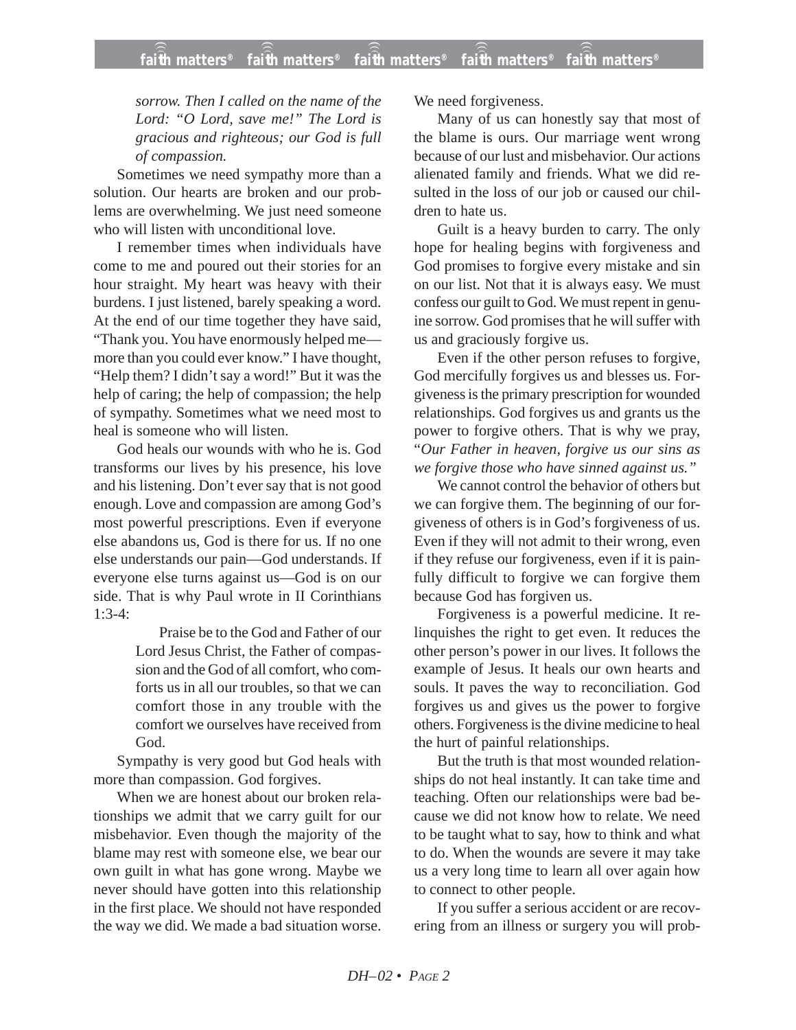*sorrow. Then I called on the name of the Lord: "O Lord, save me!" The Lord is gracious and righteous; our God is full of compassion.*

Sometimes we need sympathy more than a solution. Our hearts are broken and our problems are overwhelming. We just need someone who will listen with unconditional love.

I remember times when individuals have come to me and poured out their stories for an hour straight. My heart was heavy with their burdens. I just listened, barely speaking a word. At the end of our time together they have said, "Thank you. You have enormously helped me—more than you could ever know." I have thought, "Help them? I didn't say a word!" But it was the help of caring; the help of compassion; the help of sympathy. Sometimes what we need most to heal is someone who will listen.

God heals our wounds with who he is. God transforms our lives by his presence, his love and his listening. Don't ever say that is not good enough. Love and compassion are among God's most powerful prescriptions. Even if everyone else abandons us, God is there for us. If no one else understands our pain—God understands. If everyone else turns against us—God is on our side. That is why Paul wrote in II Corinthians 1:3-4:

> Praise be to the God and Father of our Lord Jesus Christ, the Father of compassion and the God of all comfort, who comforts us in all our troubles, so that we can comfort those in any trouble with the comfort we ourselves have received from God.

Sympathy is very good but God heals with more than compassion. God forgives.

When we are honest about our broken relationships we admit that we carry guilt for our misbehavior. Even though the majority of the blame may rest with someone else, we bear our own guilt in what has gone wrong. Maybe we never should have gotten into this relationship in the first place. We should not have responded the way we did. We made a bad situation worse. We need forgiveness.

Many of us can honestly say that most of the blame is ours. Our marriage went wrong because of our lust and misbehavior. Our actions alienated family and friends. What we did resulted in the loss of our job or caused our children to hate us.

Guilt is a heavy burden to carry. The only hope for healing begins with forgiveness and God promises to forgive every mistake and sin on our list. Not that it is always easy. We must confess our guilt to God. We must repent in genuine sorrow. God promises that he will suffer with us and graciously forgive us.

Even if the other person refuses to forgive, God mercifully forgives us and blesses us. Forgiveness is the primary prescription for wounded relationships. God forgives us and grants us the power to forgive others. That is why we pray, "*Our Father in heaven, forgive us our sins as we forgive those who have sinned against us."*

We cannot control the behavior of others but we can forgive them. The beginning of our forgiveness of others is in God's forgiveness of us. Even if they will not admit to their wrong, even if they refuse our forgiveness, even if it is painfully difficult to forgive we can forgive them because God has forgiven us.

Forgiveness is a powerful medicine. It relinquishes the right to get even. It reduces the other person's power in our lives. It follows the example of Jesus. It heals our own hearts and souls. It paves the way to reconciliation. God forgives us and gives us the power to forgive others. Forgiveness is the divine medicine to heal the hurt of painful relationships.

But the truth is that most wounded relationships do not heal instantly. It can take time and teaching. Often our relationships were bad because we did not know how to relate. We need to be taught what to say, how to think and what to do. When the wounds are severe it may take us a very long time to learn all over again how to connect to other people.

If you suffer a serious accident or are recovering from an illness or surgery you will prob-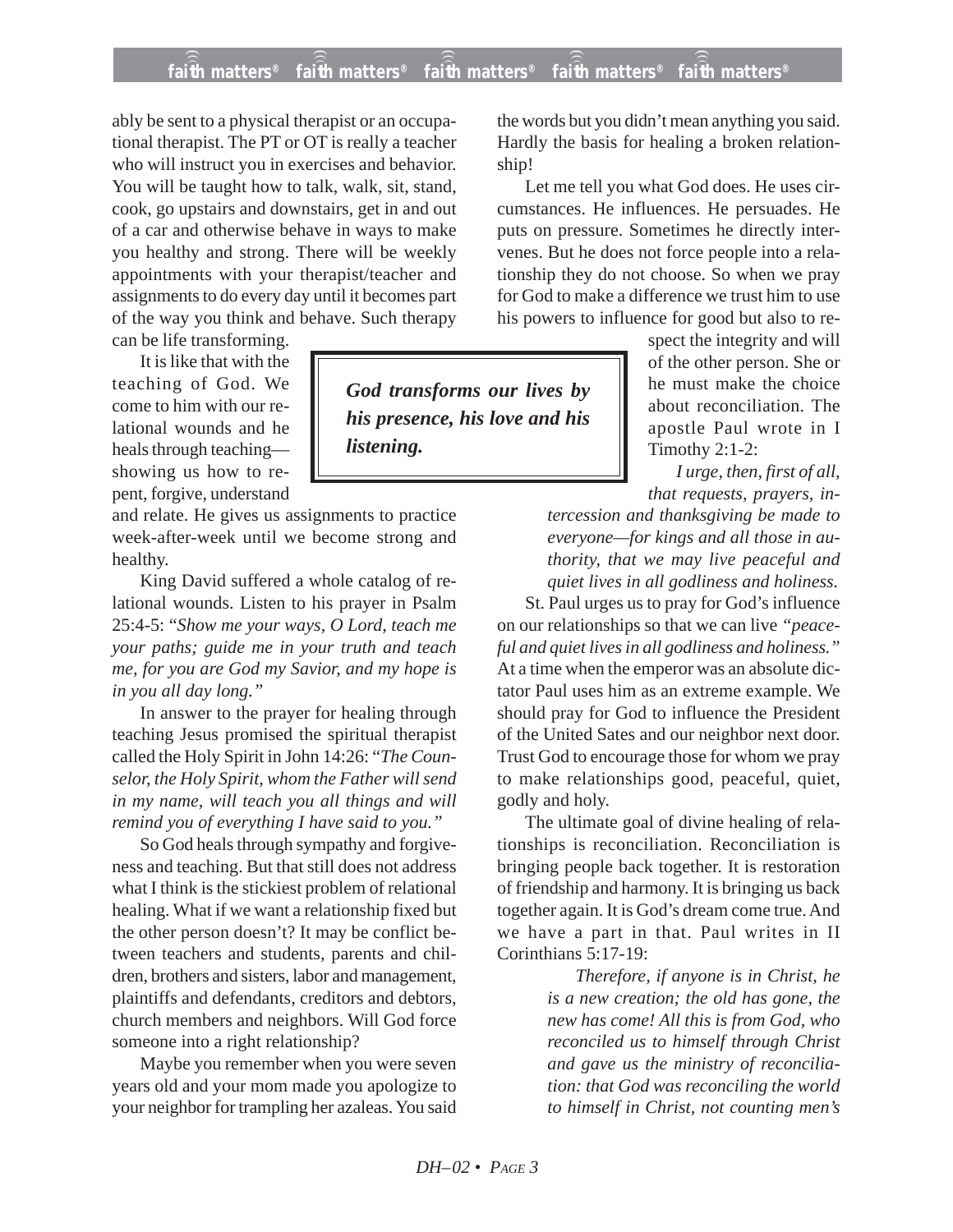ably be sent to a physical therapist or an occupational therapist. The PT or OT is really a teacher who will instruct you in exercises and behavior. You will be taught how to talk, walk, sit, stand, cook, go upstairs and downstairs, get in and out of a car and otherwise behave in ways to make you healthy and strong. There will be weekly appointments with your therapist/teacher and assignments to do every day until it becomes part of the way you think and behave. Such therapy can be life transforming.

It is like that with the teaching of God. We come to him with our relational wounds and he heals through teaching—showing us how to repent, forgive, understand and relate. He gives us assignments to practice week-after-week until we become strong and healthy.

> ***God transforms our lives by his presence, his love and his listening.***

King David suffered a whole catalog of relational wounds. Listen to his prayer in Psalm 25:4-5: "*Show me your ways, O Lord, teach me your paths; guide me in your truth and teach me, for you are God my Savior, and my hope is in you all day long.*"

In answer to the prayer for healing through teaching Jesus promised the spiritual therapist called the Holy Spirit in John 14:26: "*The Counselor, the Holy Spirit, whom the Father will send in my name, will teach you all things and will remind you of everything I have said to you.*"

So God heals through sympathy and forgiveness and teaching. But that still does not address what I think is the stickiest problem of relational healing. What if we want a relationship fixed but the other person doesn't? It may be conflict between teachers and students, parents and children, brothers and sisters, labor and management, plaintiffs and defendants, creditors and debtors, church members and neighbors. Will God force someone into a right relationship?

Maybe you remember when you were seven years old and your mom made you apologize to your neighbor for trampling her azaleas. You said the words but you didn't mean anything you said. Hardly the basis for healing a broken relationship!

Let me tell you what God does. He uses circumstances. He influences. He persuades. He puts on pressure. Sometimes he directly intervenes. But he does not force people into a relationship they do not choose. So when we pray for God to make a difference we trust him to use his powers to influence for good but also to respect the integrity and will of the other person. She or he must make the choice about reconciliation. The apostle Paul wrote in I Timothy 2:1-2:

> *I urge, then, first of all, that requests, prayers, intercession and thanksgiving be made to everyone—for kings and all those in authority, that we may live peaceful and quiet lives in all godliness and holiness.*

St. Paul urges us to pray for God's influence on our relationships so that we can live *"peaceful and quiet lives in all godliness and holiness."* At a time when the emperor was an absolute dictator Paul uses him as an extreme example. We should pray for God to influence the President of the United Sates and our neighbor next door. Trust God to encourage those for whom we pray to make relationships good, peaceful, quiet, godly and holy.

The ultimate goal of divine healing of relationships is reconciliation. Reconciliation is bringing people back together. It is restoration of friendship and harmony. It is bringing us back together again. It is God's dream come true. And we have a part in that. Paul writes in II Corinthians 5:17-19:

> *Therefore, if anyone is in Christ, he is a new creation; the old has gone, the new has come! All this is from God, who reconciled us to himself through Christ and gave us the ministry of reconciliation: that God was reconciling the world to himself in Christ, not counting men's*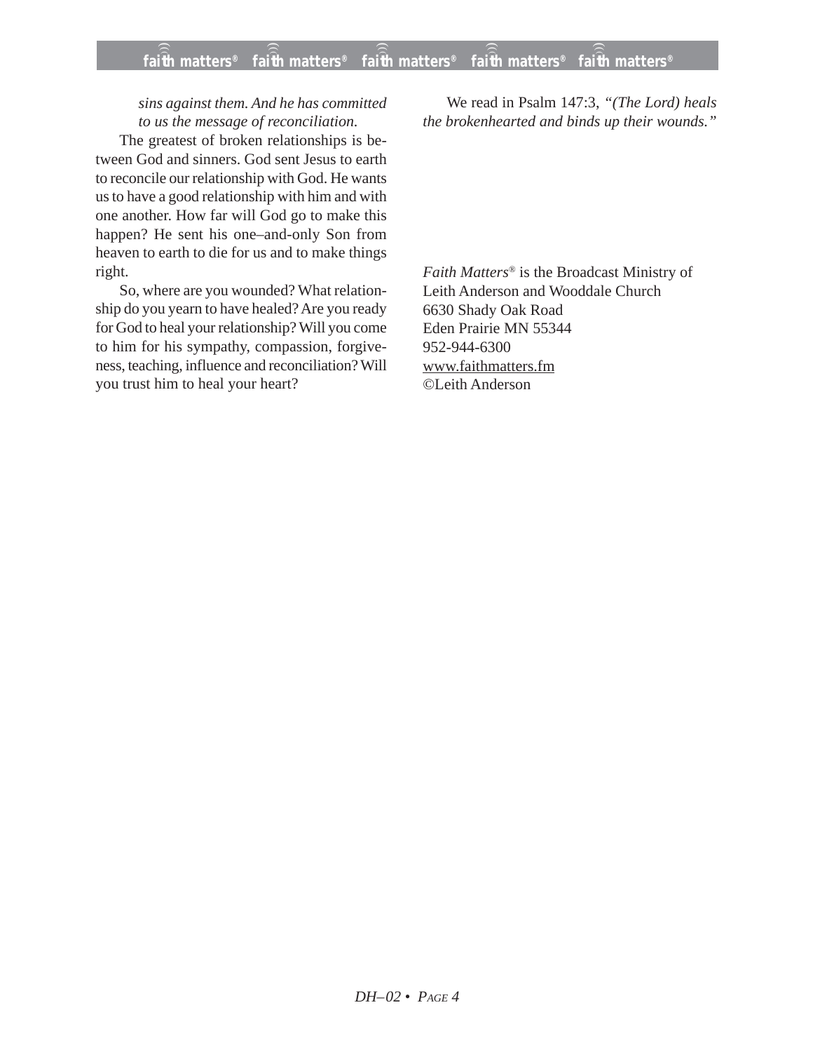*sins against them. And he has committed to us the message of reconciliation.*

The greatest of broken relationships is between God and sinners. God sent Jesus to earth to reconcile our relationship with God. He wants us to have a good relationship with him and with one another. How far will God go to make this happen? He sent his one–and-only Son from heaven to earth to die for us and to make things right.

So, where are you wounded? What relationship do you yearn to have healed? Are you ready for God to heal your relationship? Will you come to him for his sympathy, compassion, forgiveness, teaching, influence and reconciliation? Will you trust him to heal your heart?

We read in Psalm 147:3, *"(The Lord) heals the brokenhearted and binds up their wounds."*

*Faith Matters*® is the Broadcast Ministry of
Leith Anderson and Wooddale Church
6630 Shady Oak Road
Eden Prairie MN 55344
952-944-6300
www.faithmatters.fm
©Leith Anderson